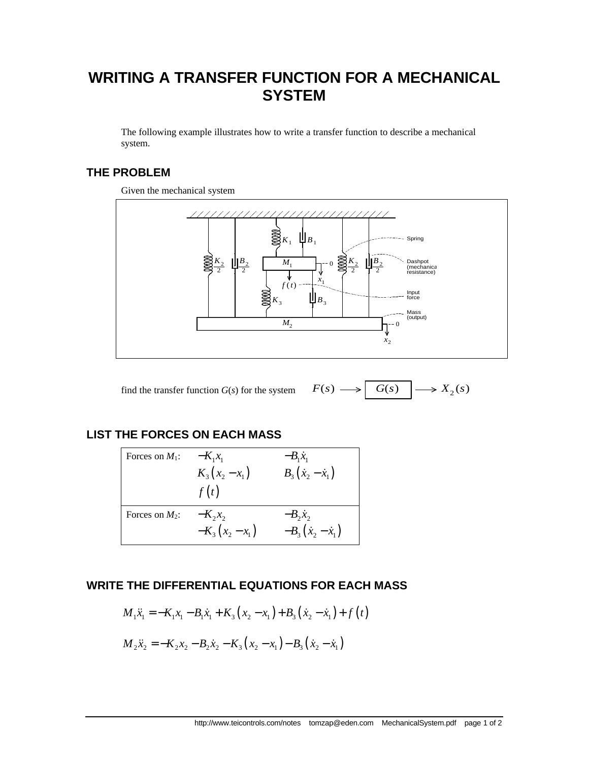# WRITING A TRANSFER FUNCTION FOR A MECHANICAL SYSTEM

The following example illustrates how to write a transfer function to describe a mechanical system.

## THE PROBLEM

Given the mechanical system

find the transfer function $G(s)$ for the system $F(s) \longrightarrow \boxed{G(s)} \longrightarrow X_2(s)$

## LIST THE FORCES ON EACH MASS

| | | |
|---|---|---|
| Forces on $M_1$: | $-K_1 x_1$ <br> $K_3(x_2 - x_1)$ <br> $f(t)$ | $-B_1 \dot{x}_1$ <br> $B_3(\dot{x}_2 - \dot{x}_1)$ |
| Forces on $M_2$: | $-K_2 x_2$ <br> $-K_3(x_2 - x_1)$ | $-B_2 \dot{x}_2$ <br> $-B_3(\dot{x}_2 - \dot{x}_1)$ |

## WRITE THE DIFFERENTIAL EQUATIONS FOR EACH MASS

$$M_1 \ddot{x}_1 = -K_1 x_1 - B_1 \dot{x}_1 + K_3(x_2 - x_1) + B_3(\dot{x}_2 - \dot{x}_1) + f(t)$$

$$M_2 \ddot{x}_2 = -K_2 x_2 - B_2 \dot{x}_2 - K_3(x_2 - x_1) - B_3(\dot{x}_2 - \dot{x}_1)$$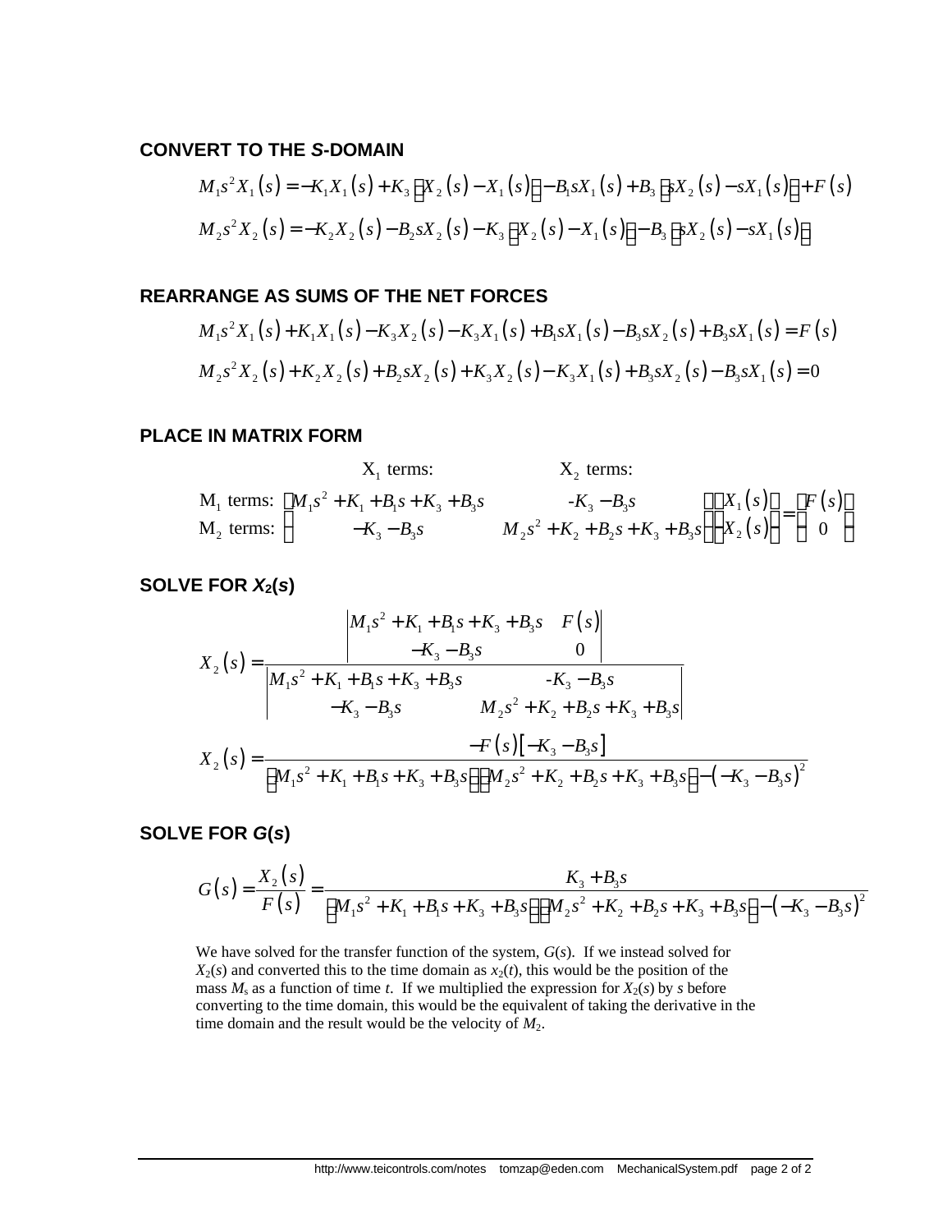## CONVERT TO THE *S*-DOMAIN

$$M_1 s^2 X_1(s) = -K_1 X_1(s) + K_3\left[X_2(s) - X_1(s)\right] - B_1 s X_1(s) + B_3\left[sX_2(s) - sX_1(s)\right] + F(s)$$

$$M_2 s^2 X_2(s) = -K_2 X_2(s) - B_2 s X_2(s) - K_3\left[X_2(s) - X_1(s)\right] - B_3\left[sX_2(s) - sX_1(s)\right]$$

## REARRANGE AS SUMS OF THE NET FORCES

$$M_1 s^2 X_1(s) + K_1 X_1(s) - K_3 X_2(s) - K_3 X_1(s) + B_1 s X_1(s) - B_3 s X_2(s) + B_3 s X_1(s) = F(s)$$

$$M_2 s^2 X_2(s) + K_2 X_2(s) + B_2 s X_2(s) + K_3 X_2(s) - K_3 X_1(s) + B_3 s X_2(s) - B_3 s X_1(s) = 0$$

## PLACE IN MATRIX FORM

$$\begin{array}{lcc} & \text{X}_1 \text{ terms:} & \text{X}_2 \text{ terms:} \\ \text{M}_1 \text{ terms:} & \\ \text{M}_2 \text{ terms:} & \end{array}
\begin{bmatrix} M_1 s^2 + K_1 + B_1 s + K_3 + B_3 s & -K_3 - B_3 s \\ -K_3 - B_3 s & M_2 s^2 + K_2 + B_2 s + K_3 + B_3 s \end{bmatrix} \begin{bmatrix} X_1(s) \\ X_2(s) \end{bmatrix} = \begin{bmatrix} F(s) \\ 0 \end{bmatrix}$$

## SOLVE FOR $X_2(s)$

$$X_2(s) = \frac{\begin{vmatrix} M_1 s^2 + K_1 + B_1 s + K_3 + B_3 s & F(s) \\ -K_3 - B_3 s & 0 \end{vmatrix}}{\begin{vmatrix} M_1 s^2 + K_1 + B_1 s + K_3 + B_3 s & -K_3 - B_3 s \\ -K_3 - B_3 s & M_2 s^2 + K_2 + B_2 s + K_3 + B_3 s \end{vmatrix}}$$

$$X_2(s) = \frac{-F(s)\left[-K_3 - B_3 s\right]}{\left[M_1 s^2 + K_1 + B_1 s + K_3 + B_3 s\right]\left[M_2 s^2 + K_2 + B_2 s + K_3 + B_3 s\right] - \left(-K_3 - B_3 s\right)^2}$$

## SOLVE FOR $G(s)$

$$G(s) = \frac{X_2(s)}{F(s)} = \frac{K_3 + B_3 s}{\left[M_1 s^2 + K_1 + B_1 s + K_3 + B_3 s\right]\left[M_2 s^2 + K_2 + B_2 s + K_3 + B_3 s\right] - \left(-K_3 - B_3 s\right)^2}$$

We have solved for the transfer function of the system, $G(s)$. If we instead solved for $X_2(s)$ and converted this to the time domain as $x_2(t)$, this would be the position of the mass $M_s$ as a function of time $t$. If we multiplied the expression for $X_2(s)$ by $s$ before converting to the time domain, this would be the equivalent of taking the derivative in the time domain and the result would be the velocity of $M_2$.